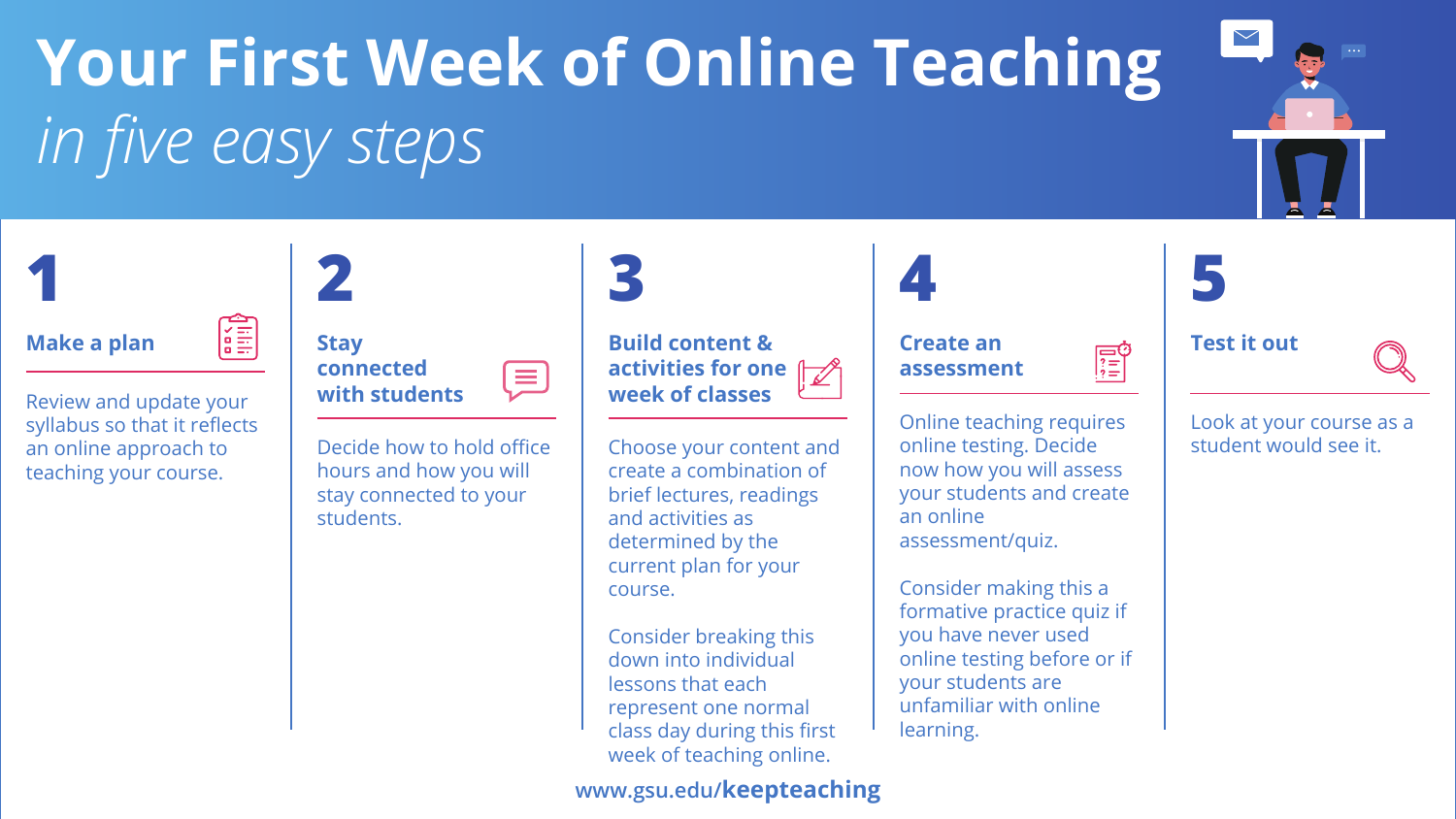# Your First Week of Online Teaching

*in five easy steps*

## 1 Make a plan

Review and update your syllabus so that it reflects an online approach to teaching your course.

## 2 Stay connected with students

Decide how to hold office hours and how you will stay connected to your students.

## 3 Build content & activities for one week of classes

Choose your content and create a combination of brief lectures, readings and activities as determined by the current plan for your course.

Consider breaking this down into individual lessons that each represent one normal class day during this first week of teaching online.

## 4 Create an assessment

Online teaching requires online testing. Decide now how you will assess your students and create an online assessment/quiz.

Consider making this a formative practice quiz if you have never used online testing before or if your students are unfamiliar with online learning.

## 5 Test it out

Look at your course as a student would see it.

www.gsu.edu/**keepteaching**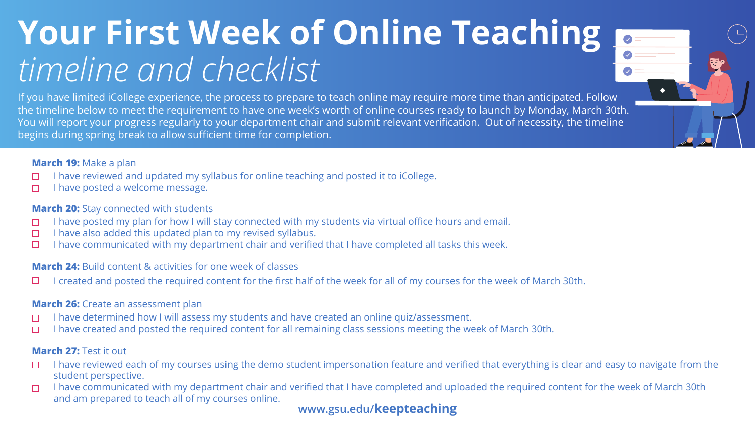# Your First Week of Online Teaching

*timeline and checklist*

If you have limited iCollege experience, the process to prepare to teach online may require more time than anticipated. Follow the timeline below to meet the requirement to have one week's worth of online courses ready to launch by Monday, March 30th. You will report your progress regularly to your department chair and submit relevant verification. Out of necessity, the timeline begins during spring break to allow sufficient time for completion.

**March 19:** Make a plan

- [ ] I have reviewed and updated my syllabus for online teaching and posted it to iCollege.
- [ ] I have posted a welcome message.

**March 20:** Stay connected with students

- [ ] I have posted my plan for how I will stay connected with my students via virtual office hours and email.
- [ ] I have also added this updated plan to my revised syllabus.
- [ ] I have communicated with my department chair and verified that I have completed all tasks this week.

**March 24:** Build content & activities for one week of classes

- [ ] I created and posted the required content for the first half of the week for all of my courses for the week of March 30th.

**March 26:** Create an assessment plan

- [ ] I have determined how I will assess my students and have created an online quiz/assessment.
- [ ] I have created and posted the required content for all remaining class sessions meeting the week of March 30th.

**March 27:** Test it out

- [ ] I have reviewed each of my courses using the demo student impersonation feature and verified that everything is clear and easy to navigate from the student perspective.
- [ ] I have communicated with my department chair and verified that I have completed and uploaded the required content for the week of March 30th and am prepared to teach all of my courses online.

www.gsu.edu/**keepteaching**